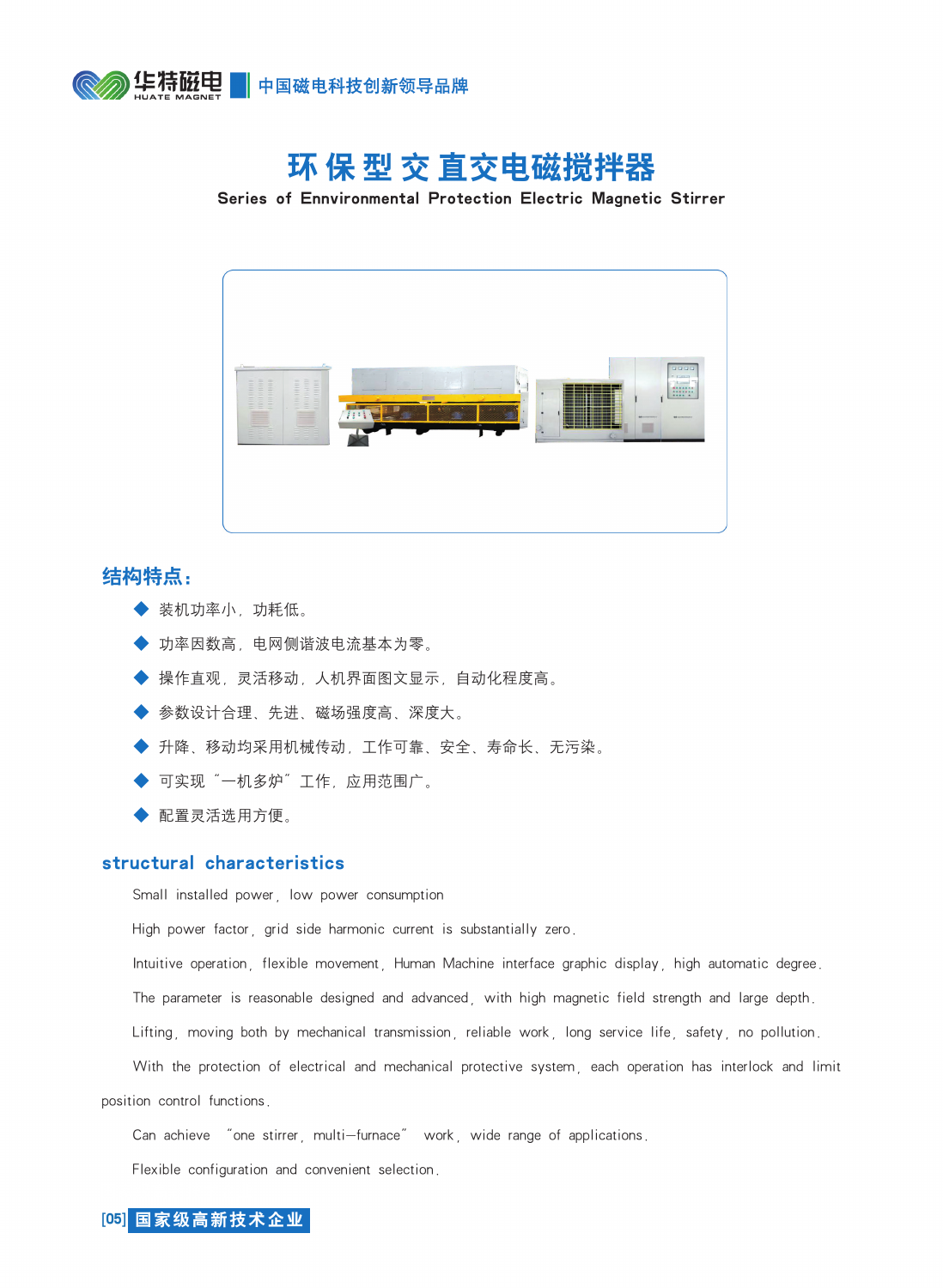# 环保型交直交电磁搅拌器

Series of Ennvironmental Protection Electric Magnetic Stirrer

## 结构特点：

- 装机功率小，功耗低。
- 功率因数高，电网侧谐波电流基本为零。
- 操作直观，灵活移动，人机界面图文显示，自动化程度高。
- 参数设计合理、先进、磁场强度高、深度大。
- 升降、移动均采用机械传动，工作可靠、安全、寿命长、无污染。
- 可实现“一机多炉”工作，应用范围广。
- 配置灵活选用方便。

## structural characteristics

Small installed power，low power consumption

High power factor，grid side harmonic current is substantially zero.

Intuitive operation，flexible movement，Human Machine interface graphic display，high automatic degree.

The parameter is reasonable designed and advanced，with high magnetic field strength and large depth.

Lifting，moving both by mechanical transmission，reliable work，long service life，safety，no pollution.

With the protection of electrical and mechanical protective system，each operation has interlock and limit position control functions.

Can achieve “one stirrer，multi—furnace” work，wide range of applications.

Flexible configuration and convenient selection.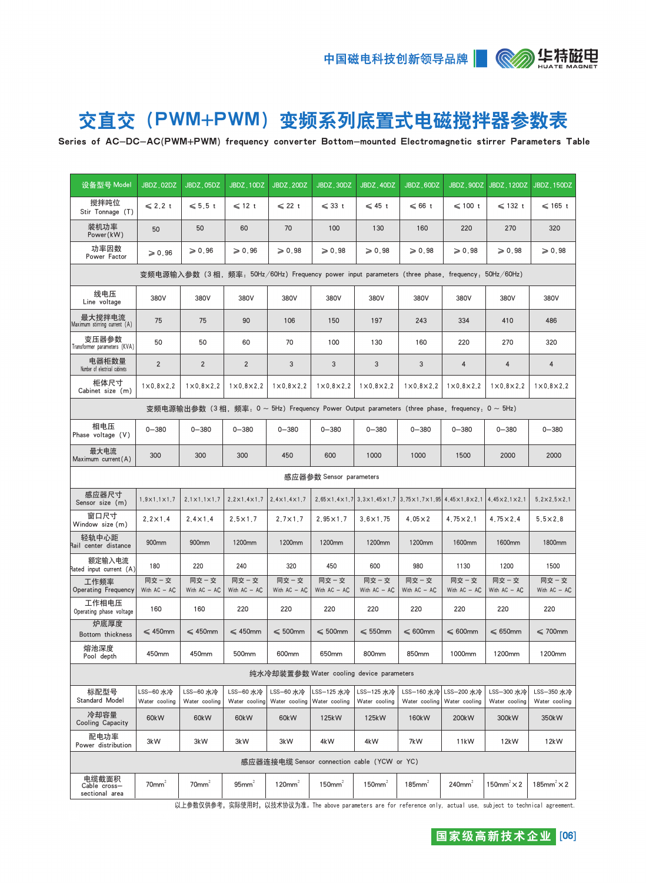# 交直交（PWM+PWM）变频系列底置式电磁搅拌器参数表

Series of AC–DC–AC(PWM+PWM) frequency converter Bottom–mounted Electromagnetic stirrer Parameters Table

| 设备型号 Model | JBDZ.02DZ | JBDZ.05DZ | JBDZ.10DZ | JBDZ.20DZ | JBDZ.30DZ | JBDZ.40DZ | JBDZ.60DZ | JBDZ.90DZ | JBDZ.120DZ | JBDZ.150DZ |
|---|---|---|---|---|---|---|---|---|---|---|
| 搅拌吨位 Stir Tonnage（T） | ≤2.2 t | ≤5.5 t | ≤12 t | ≤22 t | ≤33 t | ≤45 t | ≤66 t | ≤100 t | ≤132 t | ≤165 t |
| 装机功率 Power(kW) | 50 | 50 | 60 | 70 | 100 | 130 | 160 | 220 | 270 | 320 |
| 功率因数 Power Factor | ≥0.96 | ≥0.96 | ≥0.96 | ≥0.98 | ≥0.98 | ≥0.98 | ≥0.98 | ≥0.98 | ≥0.98 | ≥0.98 |
| 变频电源输入参数（3相，频率：50Hz/60Hz）Frequency power input parameters（three phase，frequency：50Hz/60Hz） | | | | | | | | | | |
| 线电压 Line voltage | 380V | 380V | 380V | 380V | 380V | 380V | 380V | 380V | 380V | 380V |
| 最大搅拌电流 Maximum stirring current（A） | 75 | 75 | 90 | 106 | 150 | 197 | 243 | 334 | 410 | 486 |
| 变压器参数 Transformer parameters（KVA） | 50 | 50 | 60 | 70 | 100 | 130 | 160 | 220 | 270 | 320 |
| 电器柜数量 Number of electrical cabinets | 2 | 2 | 2 | 3 | 3 | 3 | 3 | 4 | 4 | 4 |
| 柜体尺寸 Cabinet size（m） | 1×0.8×2.2 | 1×0.8×2.2 | 1×0.8×2.2 | 1×0.8×2.2 | 1×0.8×2.2 | 1×0.8×2.2 | 1×0.8×2.2 | 1×0.8×2.2 | 1×0.8×2.2 | 1×0.8×2.2 |
| 变频电源输出参数（3相，频率：0～5Hz）Frequency Power Output parameters（three phase，frequency：0～5Hz） | | | | | | | | | | |
| 相电压 Phase voltage（V） | 0–380 | 0–380 | 0–380 | 0–380 | 0–380 | 0–380 | 0–380 | 0–380 | 0–380 | 0–380 |
| 最大电流 Maximum current(A) | 300 | 300 | 300 | 450 | 600 | 1000 | 1000 | 1500 | 2000 | 2000 |
| 感应器参数 Sensor parameters | | | | | | | | | | |
| 感应器尺寸 Sensor size（m） | 1.9×1.1×1.7 | 2.1×1.1×1.7 | 2.2×1.4×1.7 | 2.4×1.4×1.7 | 2.65×1.4×1.7 | 3.3×1.45×1.7 | 3.75×1.7×1.95 | 4.45×1.8×2.1 | 4.45×2.1×2.1 | 5.2×2.5×2.1 |
| 窗口尺寸 Window size(m) | 2.2×1.4 | 2.4×1.4 | 2.5×1.7 | 2.7×1.7 | 2.95×1.7 | 3.6×1.75 | 4.05×2 | 4.75×2.1 | 4.75×2.4 | 5.5×2.8 |
| 轻轨中心距 Rail center distance | 900mm | 900mm | 1200mm | 1200mm | 1200mm | 1200mm | 1200mm | 1600mm | 1600mm | 1800mm |
| 额定输入电流 Rated input current（A） | 180 | 220 | 240 | 320 | 450 | 600 | 980 | 1130 | 1200 | 1500 |
| 工作频率 Operating Frequency | 同交–交 With AC – AC | 同交–交 With AC – AC | 同交–交 With AC – AC | 同交–交 With AC – AC | 同交–交 With AC – AC | 同交–交 With AC – AC | 同交–交 With AC – AC | 同交–交 With AC – AC | 同交–交 With AC – AC | 同交–交 With AC – AC |
| 工作相电压 Operating phase voltage | 160 | 160 | 220 | 220 | 220 | 220 | 220 | 220 | 220 | 220 |
| 炉底厚度 Bottom thickness | ≤450mm | ≤450mm | ≤450mm | ≤500mm | ≤500mm | ≤550mm | ≤600mm | ≤600mm | ≤650mm | ≤700mm |
| 熔池深度 Pool depth | 450mm | 450mm | 500mm | 600mm | 650mm | 800mm | 850mm | 1000mm | 1200mm | 1200mm |
| 纯水冷却装置参数 Water cooling device parameters | | | | | | | | | | |
| 标配型号 Standard Model | LSS–60 水冷 Water cooling | LSS–60 水冷 Water cooling | LSS–60 水冷 Water cooling | LSS–60 水冷 Water cooling | LSS–125 水冷 Water cooling | LSS–125 水冷 Water cooling | LSS–160 水冷 Water cooling | LSS–200 水冷 Water cooling | LSS–300 水冷 Water cooling | LSS–350 水冷 Water cooling |
| 冷却容量 Cooling Capacity | 60kW | 60kW | 60kW | 60kW | 125kW | 125kW | 160kW | 200kW | 300kW | 350kW |
| 配电功率 Power distribution | 3kW | 3kW | 3kW | 3kW | 4kW | 4kW | 7kW | 11kW | 12kW | 12kW |
| 感应器连接电缆 Sensor connection cable（YCW or YC） | | | | | | | | | | |
| 电缆截面积 Cable cross–sectional area | 70mm² | 70mm² | 95mm² | 120mm² | 150mm² | 150mm² | 185mm² | 240mm² | 150mm²×2 | 185mm²×2 |

以上参数仅供参考，实际使用时，以技术协议为准。The above parameters are for reference only, actual use, subject to technical agreement.